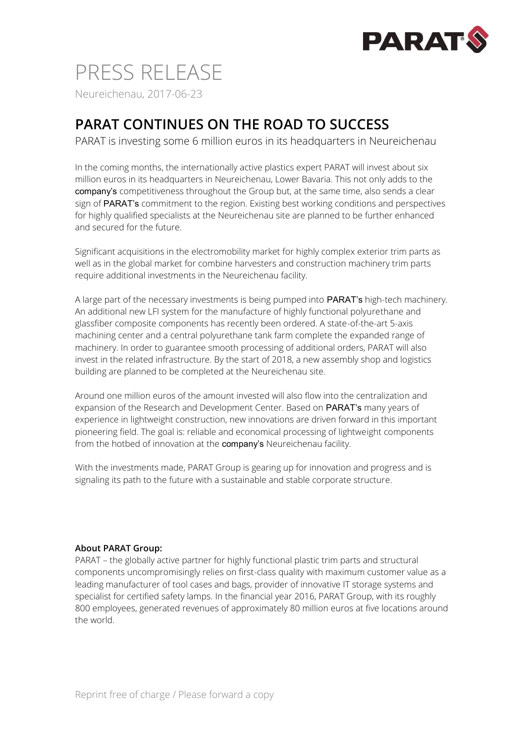# PRESS RELEASE

Neureichenau, 2017-06-23

## PARAT CONTINUES ON THE ROAD TO SUCCESS

PARAT is investing some 6 million euros in its headquarters in Neureichenau

In the coming months, the internationally active plastics expert PARAT will invest about six million euros in its headquarters in Neureichenau, Lower Bavaria. This not only adds to the company's competitiveness throughout the Group but, at the same time, also sends a clear sign of PARAT's commitment to the region. Existing best working conditions and perspectives for highly qualified specialists at the Neureichenau site are planned to be further enhanced and secured for the future.

Significant acquisitions in the electromobility market for highly complex exterior trim parts as well as in the global market for combine harvesters and construction machinery trim parts require additional investments in the Neureichenau facility.

A large part of the necessary investments is being pumped into PARAT's high-tech machinery. An additional new LFI system for the manufacture of highly functional polyurethane and glassfiber composite components has recently been ordered. A state-of-the-art 5-axis machining center and a central polyurethane tank farm complete the expanded range of machinery. In order to guarantee smooth processing of additional orders, PARAT will also invest in the related infrastructure. By the start of 2018, a new assembly shop and logistics building are planned to be completed at the Neureichenau site.

Around one million euros of the amount invested will also flow into the centralization and expansion of the Research and Development Center. Based on PARAT's many years of experience in lightweight construction, new innovations are driven forward in this important pioneering field. The goal is: reliable and economical processing of lightweight components from the hotbed of innovation at the company's Neureichenau facility.

With the investments made, PARAT Group is gearing up for innovation and progress and is signaling its path to the future with a sustainable and stable corporate structure.

**About PARAT Group:**

PARAT – the globally active partner for highly functional plastic trim parts and structural components uncompromisingly relies on first-class quality with maximum customer value as a leading manufacturer of tool cases and bags, provider of innovative IT storage systems and specialist for certified safety lamps. In the financial year 2016, PARAT Group, with its roughly 800 employees, generated revenues of approximately 80 million euros at five locations around the world.

Reprint free of charge / Please forward a copy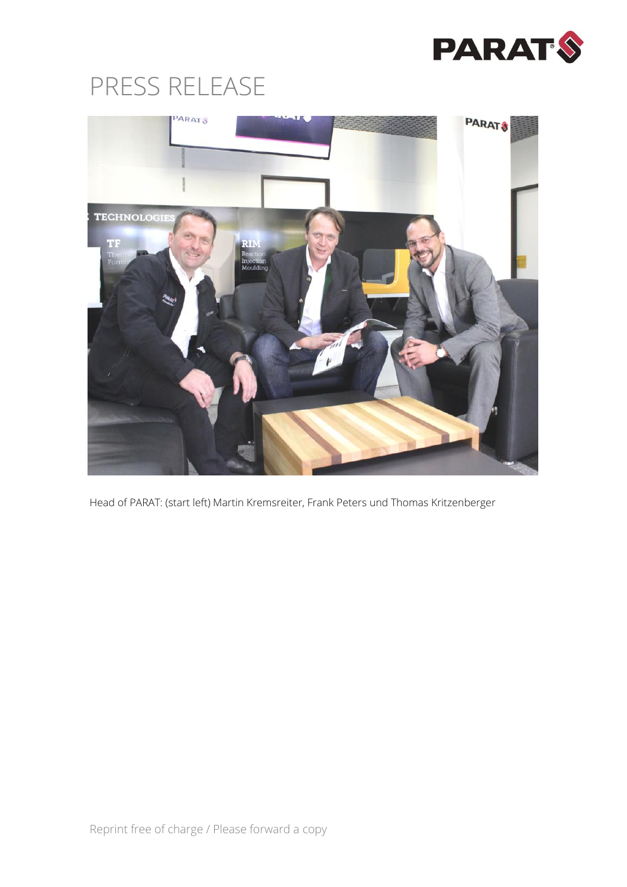# PRESS RELEASE

Head of PARAT: (start left) Martin Kremsreiter, Frank Peters und Thomas Kritzenberger

Reprint free of charge / Please forward a copy